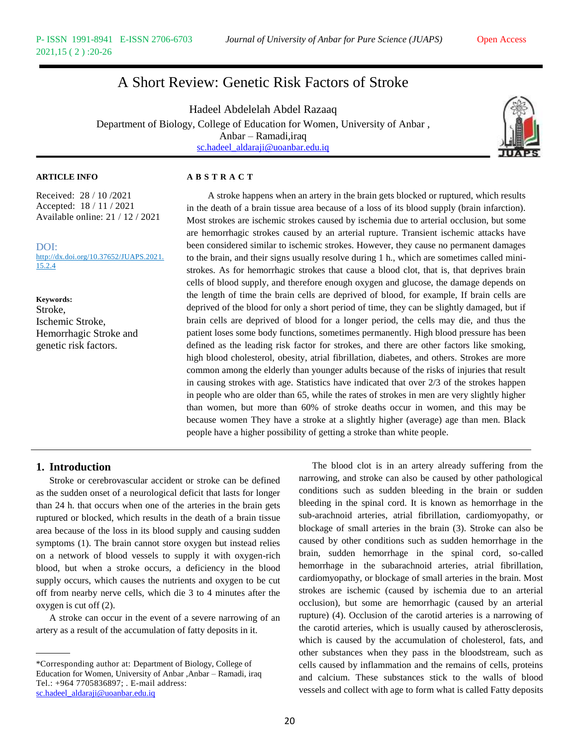# A Short Review: Genetic Risk Factors of Stroke

Hadeel Abdelelah Abdel Razaaq

Department of Biology, College of Education for Women, University of Anbar , Anbar – Ramadi,iraq

sc.hadeel_aldaraji@uoanbar.edu.iq

**ARTICLE INFO**

Received: 28 / 10 /2021
Accepted: 18 / 11 / 2021
Available online: 21 / 12 / 2021

DOI: http://dx.doi.org/10.37652/JUAPS.2021.15.2.4

**Keywords:**
Stroke,
Ischemic Stroke,
Hemorrhagic Stroke and genetic risk factors.

**ABSTRACT**

A stroke happens when an artery in the brain gets blocked or ruptured, which results in the death of a brain tissue area because of a loss of its blood supply (brain infarction). Most strokes are ischemic strokes caused by ischemia due to arterial occlusion, but some are hemorrhagic strokes caused by an arterial rupture. Transient ischemic attacks have been considered similar to ischemic strokes. However, they cause no permanent damages to the brain, and their signs usually resolve during 1 h., which are sometimes called mini-strokes. As for hemorrhagic strokes that cause a blood clot, that is, that deprives brain cells of blood supply, and therefore enough oxygen and glucose, the damage depends on the length of time the brain cells are deprived of blood, for example, If brain cells are deprived of the blood for only a short period of time, they can be slightly damaged, but if brain cells are deprived of blood for a longer period, the cells may die, and thus the patient loses some body functions, sometimes permanently. High blood pressure has been defined as the leading risk factor for strokes, and there are other factors like smoking, high blood cholesterol, obesity, atrial fibrillation, diabetes, and others. Strokes are more common among the elderly than younger adults because of the risks of injuries that result in causing strokes with age. Statistics have indicated that over 2/3 of the strokes happen in people who are older than 65, while the rates of strokes in men are very slightly higher than women, but more than 60% of stroke deaths occur in women, and this may be because women They have a stroke at a slightly higher (average) age than men. Black people have a higher possibility of getting a stroke than white people.

## 1. Introduction

Stroke or cerebrovascular accident or stroke can be defined as the sudden onset of a neurological deficit that lasts for longer than 24 h. that occurs when one of the arteries in the brain gets ruptured or blocked, which results in the death of a brain tissue area because of the loss in its blood supply and causing sudden symptoms (1). The brain cannot store oxygen but instead relies on a network of blood vessels to supply it with oxygen-rich blood, but when a stroke occurs, a deficiency in the blood supply occurs, which causes the nutrients and oxygen to be cut off from nearby nerve cells, which die 3 to 4 minutes after the oxygen is cut off (2).

A stroke can occur in the event of a severe narrowing of an artery as a result of the accumulation of fatty deposits in it.

The blood clot is in an artery already suffering from the narrowing, and stroke can also be caused by other pathological conditions such as sudden bleeding in the brain or sudden bleeding in the spinal cord. It is known as hemorrhage in the sub-arachnoid arteries, atrial fibrillation, cardiomyopathy, or blockage of small arteries in the brain (3). Stroke can also be caused by other conditions such as sudden hemorrhage in the brain, sudden hemorrhage in the spinal cord, so-called hemorrhage in the subarachnoid arteries, atrial fibrillation, cardiomyopathy, or blockage of small arteries in the brain. Most strokes are ischemic (caused by ischemia due to an arterial occlusion), but some are hemorrhagic (caused by an arterial rupture) (4). Occlusion of the carotid arteries is a narrowing of the carotid arteries, which is usually caused by atherosclerosis, which is caused by the accumulation of cholesterol, fats, and other substances when they pass in the bloodstream, such as cells caused by inflammation and the remains of cells, proteins and calcium. These substances stick to the walls of blood vessels and collect with age to form what is called Fatty deposits

---

*Corresponding author at: Department of Biology, College of Education for Women, University of Anbar ,Anbar – Ramadi, iraq Tel.: +964 7705836897; . E-mail address: sc.hadeel_aldaraji@uoanbar.edu.iq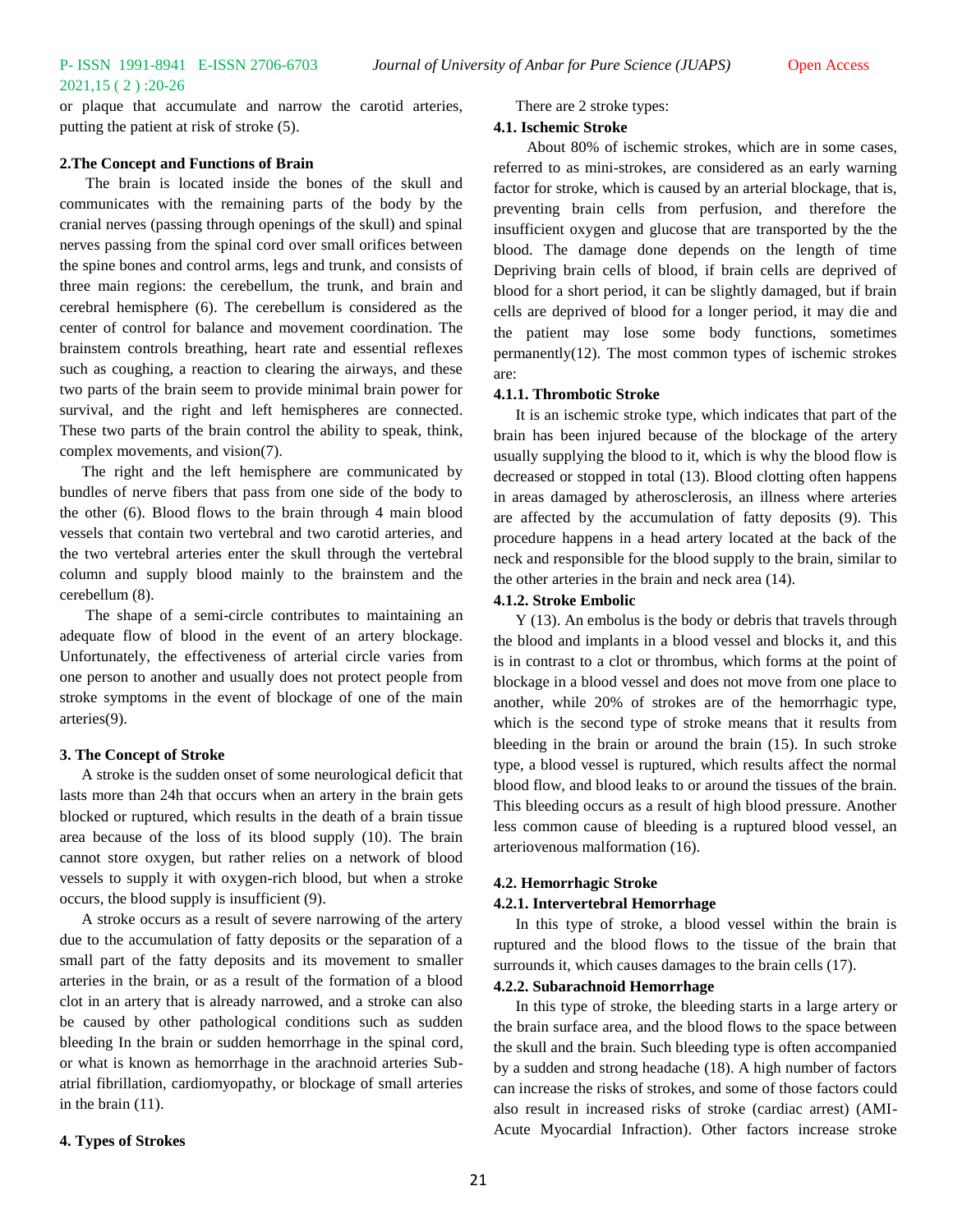or plaque that accumulate and narrow the carotid arteries, putting the patient at risk of stroke (5).

## 2.The Concept and Functions of Brain

The brain is located inside the bones of the skull and communicates with the remaining parts of the body by the cranial nerves (passing through openings of the skull) and spinal nerves passing from the spinal cord over small orifices between the spine bones and control arms, legs and trunk, and consists of three main regions: the cerebellum, the trunk, and brain and cerebral hemisphere (6). The cerebellum is considered as the center of control for balance and movement coordination. The brainstem controls breathing, heart rate and essential reflexes such as coughing, a reaction to clearing the airways, and these two parts of the brain seem to provide minimal brain power for survival, and the right and left hemispheres are connected. These two parts of the brain control the ability to speak, think, complex movements, and vision(7).

The right and the left hemisphere are communicated by bundles of nerve fibers that pass from one side of the body to the other (6). Blood flows to the brain through 4 main blood vessels that contain two vertebral and two carotid arteries, and the two vertebral arteries enter the skull through the vertebral column and supply blood mainly to the brainstem and the cerebellum (8).

The shape of a semi-circle contributes to maintaining an adequate flow of blood in the event of an artery blockage. Unfortunately, the effectiveness of arterial circle varies from one person to another and usually does not protect people from stroke symptoms in the event of blockage of one of the main arteries(9).

## 3. The Concept of Stroke

A stroke is the sudden onset of some neurological deficit that lasts more than 24h that occurs when an artery in the brain gets blocked or ruptured, which results in the death of a brain tissue area because of the loss of its blood supply (10). The brain cannot store oxygen, but rather relies on a network of blood vessels to supply it with oxygen-rich blood, but when a stroke occurs, the blood supply is insufficient (9).

A stroke occurs as a result of severe narrowing of the artery due to the accumulation of fatty deposits or the separation of a small part of the fatty deposits and its movement to smaller arteries in the brain, or as a result of the formation of a blood clot in an artery that is already narrowed, and a stroke can also be caused by other pathological conditions such as sudden bleeding In the brain or sudden hemorrhage in the spinal cord, or what is known as hemorrhage in the arachnoid arteries Sub-atrial fibrillation, cardiomyopathy, or blockage of small arteries in the brain (11).

## 4. Types of Strokes

There are 2 stroke types:

### 4.1. Ischemic Stroke

About 80% of ischemic strokes, which are in some cases, referred to as mini-strokes, are considered as an early warning factor for stroke, which is caused by an arterial blockage, that is, preventing brain cells from perfusion, and therefore the insufficient oxygen and glucose that are transported by the the blood. The damage done depends on the length of time Depriving brain cells of blood, if brain cells are deprived of blood for a short period, it can be slightly damaged, but if brain cells are deprived of blood for a longer period, it may die and the patient may lose some body functions, sometimes permanently(12). The most common types of ischemic strokes are:

#### 4.1.1. Thrombotic Stroke

It is an ischemic stroke type, which indicates that part of the brain has been injured because of the blockage of the artery usually supplying the blood to it, which is why the blood flow is decreased or stopped in total (13). Blood clotting often happens in areas damaged by atherosclerosis, an illness where arteries are affected by the accumulation of fatty deposits (9). This procedure happens in a head artery located at the back of the neck and responsible for the blood supply to the brain, similar to the other arteries in the brain and neck area (14).

#### 4.1.2. Stroke Embolic

Y (13). An embolus is the body or debris that travels through the blood and implants in a blood vessel and blocks it, and this is in contrast to a clot or thrombus, which forms at the point of blockage in a blood vessel and does not move from one place to another, while 20% of strokes are of the hemorrhagic type, which is the second type of stroke means that it results from bleeding in the brain or around the brain (15). In such stroke type, a blood vessel is ruptured, which results affect the normal blood flow, and blood leaks to or around the tissues of the brain. This bleeding occurs as a result of high blood pressure. Another less common cause of bleeding is a ruptured blood vessel, an arteriovenous malformation (16).

### 4.2. Hemorrhagic Stroke

#### 4.2.1. Intervertebral Hemorrhage

In this type of stroke, a blood vessel within the brain is ruptured and the blood flows to the tissue of the brain that surrounds it, which causes damages to the brain cells (17).

#### 4.2.2. Subarachnoid Hemorrhage

In this type of stroke, the bleeding starts in a large artery or the brain surface area, and the blood flows to the space between the skull and the brain. Such bleeding type is often accompanied by a sudden and strong headache (18). A high number of factors can increase the risks of strokes, and some of those factors could also result in increased risks of stroke (cardiac arrest) (AMI-Acute Myocardial Infraction). Other factors increase stroke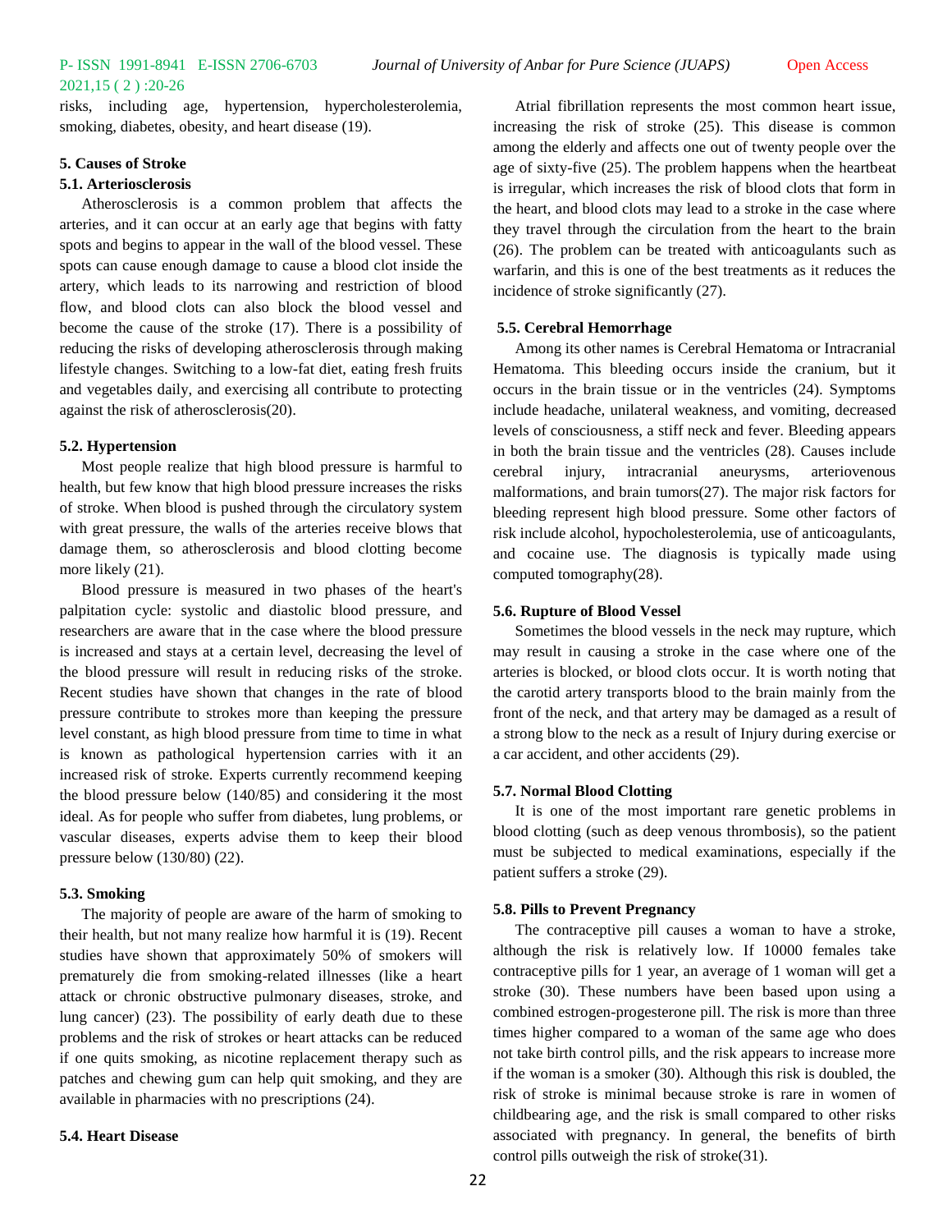risks, including age, hypertension, hypercholesterolemia, smoking, diabetes, obesity, and heart disease (19).

## 5. Causes of Stroke

### 5.1. Arteriosclerosis

Atherosclerosis is a common problem that affects the arteries, and it can occur at an early age that begins with fatty spots and begins to appear in the wall of the blood vessel. These spots can cause enough damage to cause a blood clot inside the artery, which leads to its narrowing and restriction of blood flow, and blood clots can also block the blood vessel and become the cause of the stroke (17). There is a possibility of reducing the risks of developing atherosclerosis through making lifestyle changes. Switching to a low-fat diet, eating fresh fruits and vegetables daily, and exercising all contribute to protecting against the risk of atherosclerosis(20).

### 5.2. Hypertension

Most people realize that high blood pressure is harmful to health, but few know that high blood pressure increases the risks of stroke. When blood is pushed through the circulatory system with great pressure, the walls of the arteries receive blows that damage them, so atherosclerosis and blood clotting become more likely (21).

Blood pressure is measured in two phases of the heart's palpitation cycle: systolic and diastolic blood pressure, and researchers are aware that in the case where the blood pressure is increased and stays at a certain level, decreasing the level of the blood pressure will result in reducing risks of the stroke. Recent studies have shown that changes in the rate of blood pressure contribute to strokes more than keeping the pressure level constant, as high blood pressure from time to time in what is known as pathological hypertension carries with it an increased risk of stroke. Experts currently recommend keeping the blood pressure below (140/85) and considering it the most ideal. As for people who suffer from diabetes, lung problems, or vascular diseases, experts advise them to keep their blood pressure below (130/80) (22).

### 5.3. Smoking

The majority of people are aware of the harm of smoking to their health, but not many realize how harmful it is (19). Recent studies have shown that approximately 50% of smokers will prematurely die from smoking-related illnesses (like a heart attack or chronic obstructive pulmonary diseases, stroke, and lung cancer) (23). The possibility of early death due to these problems and the risk of strokes or heart attacks can be reduced if one quits smoking, as nicotine replacement therapy such as patches and chewing gum can help quit smoking, and they are available in pharmacies with no prescriptions (24).

### 5.4. Heart Disease

Atrial fibrillation represents the most common heart issue, increasing the risk of stroke (25). This disease is common among the elderly and affects one out of twenty people over the age of sixty-five (25). The problem happens when the heartbeat is irregular, which increases the risk of blood clots that form in the heart, and blood clots may lead to a stroke in the case where they travel through the circulation from the heart to the brain (26). The problem can be treated with anticoagulants such as warfarin, and this is one of the best treatments as it reduces the incidence of stroke significantly (27).

### 5.5. Cerebral Hemorrhage

Among its other names is Cerebral Hematoma or Intracranial Hematoma. This bleeding occurs inside the cranium, but it occurs in the brain tissue or in the ventricles (24). Symptoms include headache, unilateral weakness, and vomiting, decreased levels of consciousness, a stiff neck and fever. Bleeding appears in both the brain tissue and the ventricles (28). Causes include cerebral injury, intracranial aneurysms, arteriovenous malformations, and brain tumors(27). The major risk factors for bleeding represent high blood pressure. Some other factors of risk include alcohol, hypocholesterolemia, use of anticoagulants, and cocaine use. The diagnosis is typically made using computed tomography(28).

### 5.6. Rupture of Blood Vessel

Sometimes the blood vessels in the neck may rupture, which may result in causing a stroke in the case where one of the arteries is blocked, or blood clots occur. It is worth noting that the carotid artery transports blood to the brain mainly from the front of the neck, and that artery may be damaged as a result of a strong blow to the neck as a result of Injury during exercise or a car accident, and other accidents (29).

### 5.7. Normal Blood Clotting

It is one of the most important rare genetic problems in blood clotting (such as deep venous thrombosis), so the patient must be subjected to medical examinations, especially if the patient suffers a stroke (29).

### 5.8. Pills to Prevent Pregnancy

The contraceptive pill causes a woman to have a stroke, although the risk is relatively low. If 10000 females take contraceptive pills for 1 year, an average of 1 woman will get a stroke (30). These numbers have been based upon using a combined estrogen-progesterone pill. The risk is more than three times higher compared to a woman of the same age who does not take birth control pills, and the risk appears to increase more if the woman is a smoker (30). Although this risk is doubled, the risk of stroke is minimal because stroke is rare in women of childbearing age, and the risk is small compared to other risks associated with pregnancy. In general, the benefits of birth control pills outweigh the risk of stroke(31).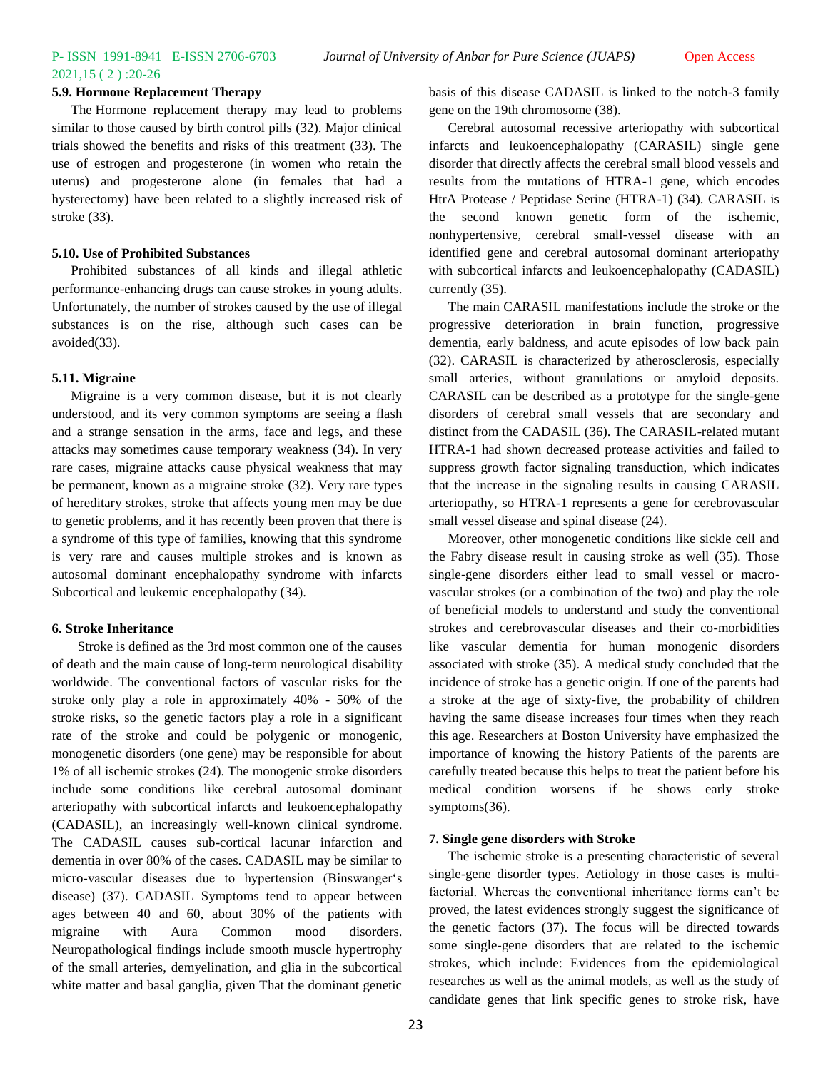### 5.9. Hormone Replacement Therapy

The Hormone replacement therapy may lead to problems similar to those caused by birth control pills (32). Major clinical trials showed the benefits and risks of this treatment (33). The use of estrogen and progesterone (in women who retain the uterus) and progesterone alone (in females that had a hysterectomy) have been related to a slightly increased risk of stroke (33).

### 5.10. Use of Prohibited Substances

Prohibited substances of all kinds and illegal athletic performance-enhancing drugs can cause strokes in young adults. Unfortunately, the number of strokes caused by the use of illegal substances is on the rise, although such cases can be avoided(33).

### 5.11. Migraine

Migraine is a very common disease, but it is not clearly understood, and its very common symptoms are seeing a flash and a strange sensation in the arms, face and legs, and these attacks may sometimes cause temporary weakness (34). In very rare cases, migraine attacks cause physical weakness that may be permanent, known as a migraine stroke (32). Very rare types of hereditary strokes, stroke that affects young men may be due to genetic problems, and it has recently been proven that there is a syndrome of this type of families, knowing that this syndrome is very rare and causes multiple strokes and is known as autosomal dominant encephalopathy syndrome with infarcts Subcortical and leukemic encephalopathy (34).

## 6. Stroke Inheritance

Stroke is defined as the 3rd most common one of the causes of death and the main cause of long-term neurological disability worldwide. The conventional factors of vascular risks for the stroke only play a role in approximately 40% - 50% of the stroke risks, so the genetic factors play a role in a significant rate of the stroke and could be polygenic or monogenic, monogenetic disorders (one gene) may be responsible for about 1% of all ischemic strokes (24). The monogenic stroke disorders include some conditions like cerebral autosomal dominant arteriopathy with subcortical infarcts and leukoencephalopathy (CADASIL), an increasingly well-known clinical syndrome. The CADASIL causes sub-cortical lacunar infarction and dementia in over 80% of the cases. CADASIL may be similar to micro-vascular diseases due to hypertension (Binswanger's disease) (37). CADASIL Symptoms tend to appear between ages between 40 and 60, about 30% of the patients with migraine with Aura Common mood disorders. Neuropathological findings include smooth muscle hypertrophy of the small arteries, demyelination, and glia in the subcortical white matter and basal ganglia, given That the dominant genetic basis of this disease CADASIL is linked to the notch-3 family gene on the 19th chromosome (38).

Cerebral autosomal recessive arteriopathy with subcortical infarcts and leukoencephalopathy (CARASIL) single gene disorder that directly affects the cerebral small blood vessels and results from the mutations of HTRA-1 gene, which encodes HtrA Protease / Peptidase Serine (HTRA-1) (34). CARASIL is the second known genetic form of the ischemic, nonhypertensive, cerebral small-vessel disease with an identified gene and cerebral autosomal dominant arteriopathy with subcortical infarcts and leukoencephalopathy (CADASIL) currently (35).

The main CARASIL manifestations include the stroke or the progressive deterioration in brain function, progressive dementia, early baldness, and acute episodes of low back pain (32). CARASIL is characterized by atherosclerosis, especially small arteries, without granulations or amyloid deposits. CARASIL can be described as a prototype for the single-gene disorders of cerebral small vessels that are secondary and distinct from the CADASIL (36). The CARASIL-related mutant HTRA-1 had shown decreased protease activities and failed to suppress growth factor signaling transduction, which indicates that the increase in the signaling results in causing CARASIL arteriopathy, so HTRA-1 represents a gene for cerebrovascular small vessel disease and spinal disease (24).

Moreover, other monogenetic conditions like sickle cell and the Fabry disease result in causing stroke as well (35). Those single-gene disorders either lead to small vessel or macro-vascular strokes (or a combination of the two) and play the role of beneficial models to understand and study the conventional strokes and cerebrovascular diseases and their co-morbidities like vascular dementia for human monogenic disorders associated with stroke (35). A medical study concluded that the incidence of stroke has a genetic origin. If one of the parents had a stroke at the age of sixty-five, the probability of children having the same disease increases four times when they reach this age. Researchers at Boston University have emphasized the importance of knowing the history Patients of the parents are carefully treated because this helps to treat the patient before his medical condition worsens if he shows early stroke symptoms(36).

## 7. Single gene disorders with Stroke

The ischemic stroke is a presenting characteristic of several single-gene disorder types. Aetiology in those cases is multi-factorial. Whereas the conventional inheritance forms can't be proved, the latest evidences strongly suggest the significance of the genetic factors (37). The focus will be directed towards some single-gene disorders that are related to the ischemic strokes, which include: Evidences from the epidemiological researches as well as the animal models, as well as the study of candidate genes that link specific genes to stroke risk, have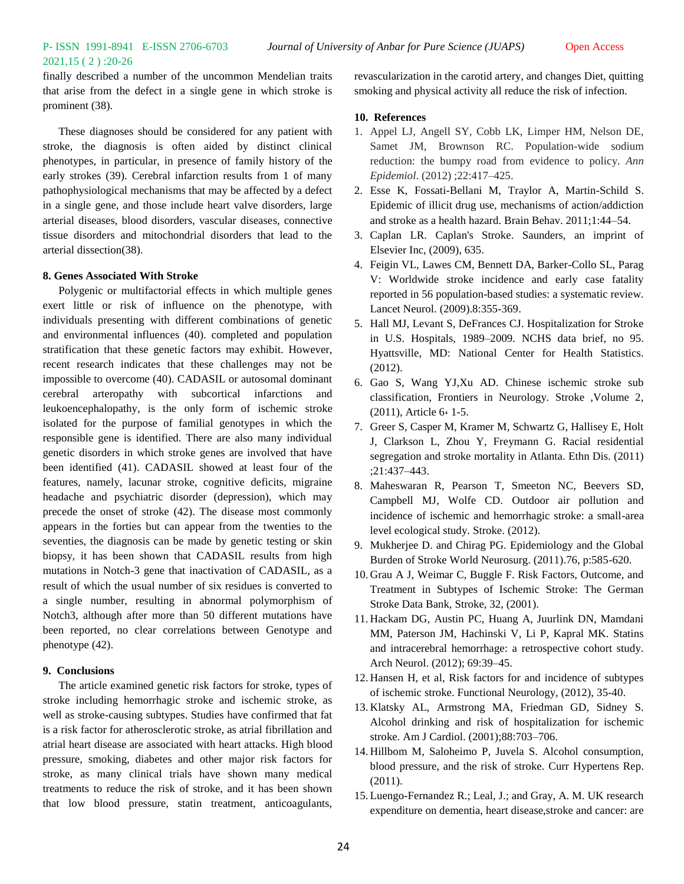finally described a number of the uncommon Mendelian traits that arise from the defect in a single gene in which stroke is prominent (38).

These diagnoses should be considered for any patient with stroke, the diagnosis is often aided by distinct clinical phenotypes, in particular, in presence of family history of the early strokes (39). Cerebral infarction results from 1 of many pathophysiological mechanisms that may be affected by a defect in a single gene, and those include heart valve disorders, large arterial diseases, blood disorders, vascular diseases, connective tissue disorders and mitochondrial disorders that lead to the arterial dissection(38).

## 8. Genes Associated With Stroke

Polygenic or multifactorial effects in which multiple genes exert little or risk of influence on the phenotype, with individuals presenting with different combinations of genetic and environmental influences (40). completed and population stratification that these genetic factors may exhibit. However, recent research indicates that these challenges may not be impossible to overcome (40). CADASIL or autosomal dominant cerebral arteropathy with subcortical infarctions and leukoencephalopathy, is the only form of ischemic stroke isolated for the purpose of familial genotypes in which the responsible gene is identified. There are also many individual genetic disorders in which stroke genes are involved that have been identified (41). CADASIL showed at least four of the features, namely, lacunar stroke, cognitive deficits, migraine headache and psychiatric disorder (depression), which may precede the onset of stroke (42). The disease most commonly appears in the forties but can appear from the twenties to the seventies, the diagnosis can be made by genetic testing or skin biopsy, it has been shown that CADASIL results from high mutations in Notch-3 gene that inactivation of CADASIL, as a result of which the usual number of six residues is converted to a single number, resulting in abnormal polymorphism of Notch3, although after more than 50 different mutations have been reported, no clear correlations between Genotype and phenotype (42).

## 9. Conclusions

The article examined genetic risk factors for stroke, types of stroke including hemorrhagic stroke and ischemic stroke, as well as stroke-causing subtypes. Studies have confirmed that fat is a risk factor for atherosclerotic stroke, as atrial fibrillation and atrial heart disease are associated with heart attacks. High blood pressure, smoking, diabetes and other major risk factors for stroke, as many clinical trials have shown many medical treatments to reduce the risk of stroke, and it has been shown that low blood pressure, statin treatment, anticoagulants, revascularization in the carotid artery, and changes Diet, quitting smoking and physical activity all reduce the risk of infection.

## 10. References

1. Appel LJ, Angell SY, Cobb LK, Limper HM, Nelson DE, Samet JM, Brownson RC. Population-wide sodium reduction: the bumpy road from evidence to policy. *Ann Epidemiol*. (2012) ;22:417–425.
2. Esse K, Fossati-Bellani M, Traylor A, Martin-Schild S. Epidemic of illicit drug use, mechanisms of action/addiction and stroke as a health hazard. Brain Behav. 2011;1:44–54.
3. Caplan LR. Caplan's Stroke. Saunders, an imprint of Elsevier Inc, (2009), 635.
4. Feigin VL, Lawes CM, Bennett DA, Barker-Collo SL, Parag V: Worldwide stroke incidence and early case fatality reported in 56 population-based studies: a systematic review. Lancet Neurol. (2009).8:355-369.
5. Hall MJ, Levant S, DeFrances CJ. Hospitalization for Stroke in U.S. Hospitals, 1989–2009. NCHS data brief, no 95. Hyattsville, MD: National Center for Health Statistics. (2012).
6. Gao S, Wang YJ,Xu AD. Chinese ischemic stroke sub classification, Frontiers in Neurology. Stroke ,Volume 2, (2011), Article 6، 1-5.
7. Greer S, Casper M, Kramer M, Schwartz G, Hallisey E, Holt J, Clarkson L, Zhou Y, Freymann G. Racial residential segregation and stroke mortality in Atlanta. Ethn Dis. (2011) ;21:437–443.
8. Maheswaran R, Pearson T, Smeeton NC, Beevers SD, Campbell MJ, Wolfe CD. Outdoor air pollution and incidence of ischemic and hemorrhagic stroke: a small-area level ecological study. Stroke. (2012).
9. Mukherjee D. and Chirag PG. Epidemiology and the Global Burden of Stroke World Neurosurg. (2011).76, p:585-620.
10. Grau A J, Weimar C, Buggle F. Risk Factors, Outcome, and Treatment in Subtypes of Ischemic Stroke: The German Stroke Data Bank, Stroke, 32, (2001).
11. Hackam DG, Austin PC, Huang A, Juurlink DN, Mamdani MM, Paterson JM, Hachinski V, Li P, Kapral MK. Statins and intracerebral hemorrhage: a retrospective cohort study. Arch Neurol. (2012); 69:39–45.
12. Hansen H, et al, Risk factors for and incidence of subtypes of ischemic stroke. Functional Neurology, (2012), 35-40.
13. Klatsky AL, Armstrong MA, Friedman GD, Sidney S. Alcohol drinking and risk of hospitalization for ischemic stroke. Am J Cardiol. (2001);88:703–706.
14. Hillbom M, Saloheimo P, Juvela S. Alcohol consumption, blood pressure, and the risk of stroke. Curr Hypertens Rep. (2011).
15. Luengo-Fernandez R.; Leal, J.; and Gray, A. M. UK research expenditure on dementia, heart disease,stroke and cancer: are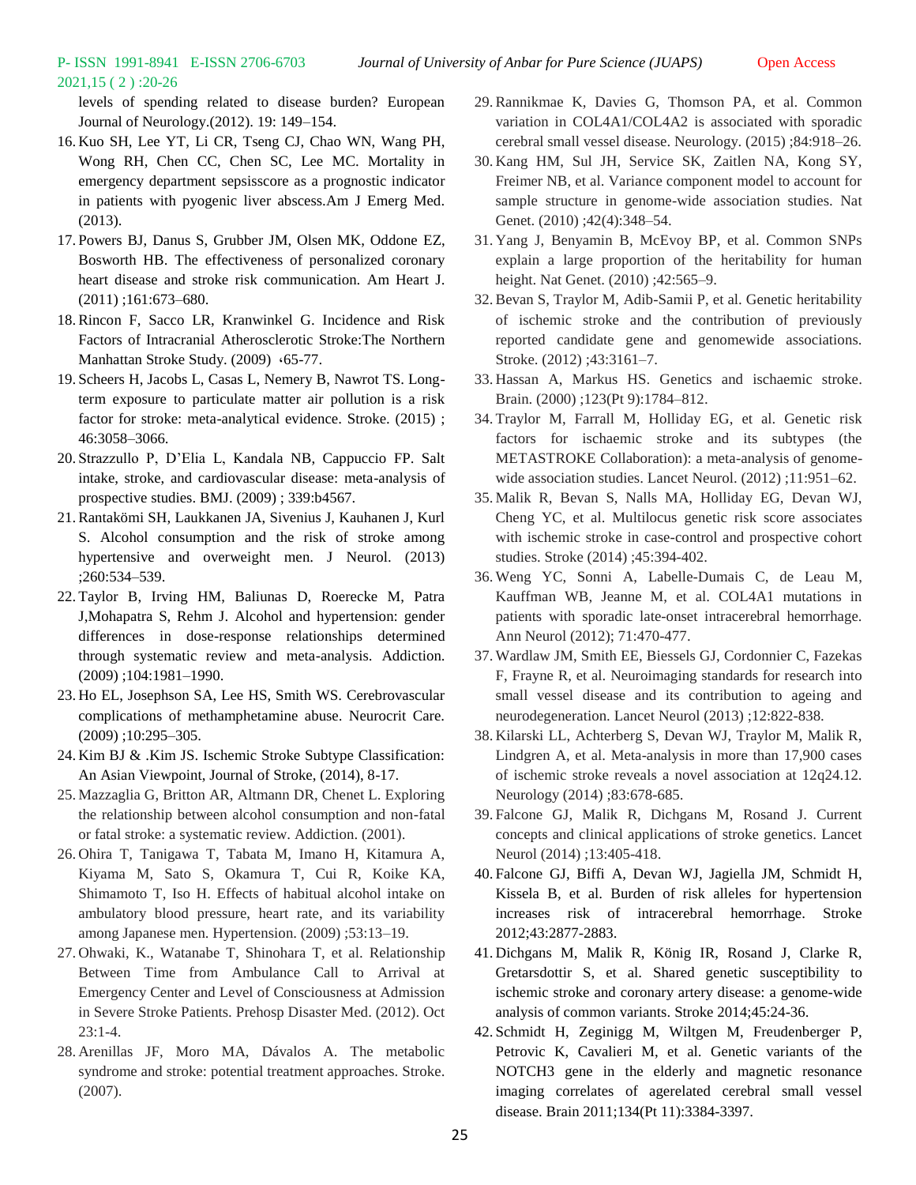levels of spending related to disease burden? European Journal of Neurology.(2012). 19: 149–154.

16. Kuo SH, Lee YT, Li CR, Tseng CJ, Chao WN, Wang PH, Wong RH, Chen CC, Chen SC, Lee MC. Mortality in emergency department sepsisscore as a prognostic indicator in patients with pyogenic liver abscess.Am J Emerg Med. (2013).
17. Powers BJ, Danus S, Grubber JM, Olsen MK, Oddone EZ, Bosworth HB. The effectiveness of personalized coronary heart disease and stroke risk communication. Am Heart J. (2011) ;161:673–680.
18. Rincon F, Sacco LR, Kranwinkel G. Incidence and Risk Factors of Intracranial Atherosclerotic Stroke:The Northern Manhattan Stroke Study. (2009) ،65-77.
19. Scheers H, Jacobs L, Casas L, Nemery B, Nawrot TS. Long-term exposure to particulate matter air pollution is a risk factor for stroke: meta-analytical evidence. Stroke. (2015) ; 46:3058–3066.
20. Strazzullo P, D'Elia L, Kandala NB, Cappuccio FP. Salt intake, stroke, and cardiovascular disease: meta-analysis of prospective studies. BMJ. (2009) ; 339:b4567.
21. Rantakömi SH, Laukkanen JA, Sivenius J, Kauhanen J, Kurl S. Alcohol consumption and the risk of stroke among hypertensive and overweight men. J Neurol. (2013) ;260:534–539.
22. Taylor B, Irving HM, Baliunas D, Roerecke M, Patra J,Mohapatra S, Rehm J. Alcohol and hypertension: gender differences in dose-response relationships determined through systematic review and meta-analysis. Addiction. (2009) ;104:1981–1990.
23. Ho EL, Josephson SA, Lee HS, Smith WS. Cerebrovascular complications of methamphetamine abuse. Neurocrit Care. (2009) ;10:295–305.
24. Kim BJ & .Kim JS. Ischemic Stroke Subtype Classification: An Asian Viewpoint, Journal of Stroke, (2014), 8-17.
25. Mazzaglia G, Britton AR, Altmann DR, Chenet L. Exploring the relationship between alcohol consumption and non-fatal or fatal stroke: a systematic review. Addiction. (2001).
26. Ohira T, Tanigawa T, Tabata M, Imano H, Kitamura A, Kiyama M, Sato S, Okamura T, Cui R, Koike KA, Shimamoto T, Iso H. Effects of habitual alcohol intake on ambulatory blood pressure, heart rate, and its variability among Japanese men. Hypertension. (2009) ;53:13–19.
27. Ohwaki, K., Watanabe T, Shinohara T, et al. Relationship Between Time from Ambulance Call to Arrival at Emergency Center and Level of Consciousness at Admission in Severe Stroke Patients. Prehosp Disaster Med. (2012). Oct 23:1-4.
28. Arenillas JF, Moro MA, Dávalos A. The metabolic syndrome and stroke: potential treatment approaches. Stroke. (2007).
29. Rannikmae K, Davies G, Thomson PA, et al. Common variation in COL4A1/COL4A2 is associated with sporadic cerebral small vessel disease. Neurology. (2015) ;84:918–26.
30. Kang HM, Sul JH, Service SK, Zaitlen NA, Kong SY, Freimer NB, et al. Variance component model to account for sample structure in genome-wide association studies. Nat Genet. (2010) ;42(4):348–54.
31. Yang J, Benyamin B, McEvoy BP, et al. Common SNPs explain a large proportion of the heritability for human height. Nat Genet. (2010) ;42:565–9.
32. Bevan S, Traylor M, Adib-Samii P, et al. Genetic heritability of ischemic stroke and the contribution of previously reported candidate gene and genomewide associations. Stroke. (2012) ;43:3161–7.
33. Hassan A, Markus HS. Genetics and ischaemic stroke. Brain. (2000) ;123(Pt 9):1784–812.
34. Traylor M, Farrall M, Holliday EG, et al. Genetic risk factors for ischaemic stroke and its subtypes (the METASTROKE Collaboration): a meta-analysis of genome-wide association studies. Lancet Neurol. (2012) ;11:951–62.
35. Malik R, Bevan S, Nalls MA, Holliday EG, Devan WJ, Cheng YC, et al. Multilocus genetic risk score associates with ischemic stroke in case-control and prospective cohort studies. Stroke (2014) ;45:394-402.
36. Weng YC, Sonni A, Labelle-Dumais C, de Leau M, Kauffman WB, Jeanne M, et al. COL4A1 mutations in patients with sporadic late-onset intracerebral hemorrhage. Ann Neurol (2012); 71:470-477.
37. Wardlaw JM, Smith EE, Biessels GJ, Cordonnier C, Fazekas F, Frayne R, et al. Neuroimaging standards for research into small vessel disease and its contribution to ageing and neurodegeneration. Lancet Neurol (2013) ;12:822-838.
38. Kilarski LL, Achterberg S, Devan WJ, Traylor M, Malik R, Lindgren A, et al. Meta-analysis in more than 17,900 cases of ischemic stroke reveals a novel association at 12q24.12. Neurology (2014) ;83:678-685.
39. Falcone GJ, Malik R, Dichgans M, Rosand J. Current concepts and clinical applications of stroke genetics. Lancet Neurol (2014) ;13:405-418.
40. Falcone GJ, Biffi A, Devan WJ, Jagiella JM, Schmidt H, Kissela B, et al. Burden of risk alleles for hypertension increases risk of intracerebral hemorrhage. Stroke 2012;43:2877-2883.
41. Dichgans M, Malik R, König IR, Rosand J, Clarke R, Gretarsdottir S, et al. Shared genetic susceptibility to ischemic stroke and coronary artery disease: a genome-wide analysis of common variants. Stroke 2014;45:24-36.
42. Schmidt H, Zeginigg M, Wiltgen M, Freudenberger P, Petrovic K, Cavalieri M, et al. Genetic variants of the NOTCH3 gene in the elderly and magnetic resonance imaging correlates of agerelated cerebral small vessel disease. Brain 2011;134(Pt 11):3384-3397.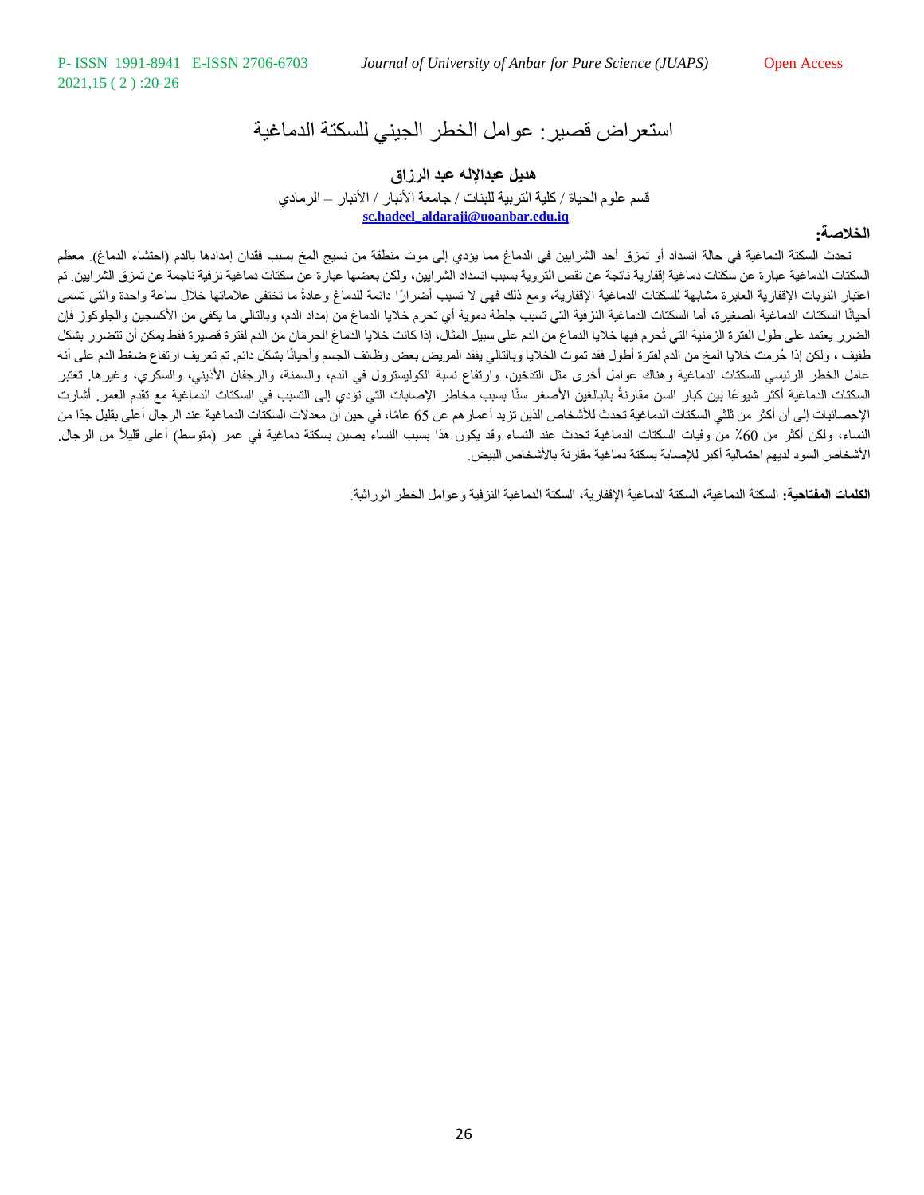# استعراض قصير: عوامل الخطر الجيني للسكتة الدماغية

**هديل عبدالإله عبد الرزاق**

قسم علوم الحياة / كلية التربية للبنات / جامعة الأنبار / الأنبار – الرمادي

sc.hadeel_aldaraji@uoanbar.edu.iq

**الخلاصة:**

تحدث السكتة الدماغية في حالة انسداد أو تمزق أحد الشرايين في الدماغ مما يؤدي إلى موت منطقة من نسيج المخ بسبب فقدان إمدادها بالدم (احتشاء الدماغ). معظم السكتات الدماغية عبارة عن سكتات دماغية إقفارية ناتجة عن نقص التروية بسبب انسداد الشرايين، ولكن بعضها عبارة عن سكتات دماغية نزفية ناجمة عن تمزق الشرايين. تم اعتبار النوبات الإقفارية العابرة مشابهة للسكتات الدماغية الإقفارية، ومع ذلك فهي لا تسبب أضرارًا دائمة للدماغ وعادةً ما تختفي علاماتها خلال ساعة واحدة والتي تسمى أحيانًا السكتات الدماغية الصغيرة، أما السكتات الدماغية النزفية التي تسبب جلطة دموية أي تحرم خلايا الدماغ من إمداد الدم، وبالتالي ما يكفي من الأكسجين والجلوكوز فإن الضرر يعتمد على طول الفترة الزمنية التي تُحرم فيها خلايا الدماغ من الدم على سبيل المثال، إذا كانت خلايا الدماغ الحرمان من الدم لفترة قصيرة فقط يمكن أن تتضرر بشكل طفيف ، ولكن إذا حُرمت خلايا المخ من الدم لفترة أطول فقد تموت الخلايا وبالتالي يفقد المريض بعض وظائف الجسم وأحيانًا بشكل دائم. تم تعريف ارتفاع ضغط الدم على أنه عامل الخطر الرئيسي للسكتات الدماغية وهناك عوامل أخرى مثل التدخين، وارتفاع نسبة الكوليسترول في الدم، والسمنة، والرجفان الأذيني، والسكري، وغيرها. تعتبر السكتات الدماغية أكثر شيوعًا بين كبار السن مقارنةً بالبالغين الأصغر سنًا بسبب مخاطر الإصابات التي تؤدي إلى التسبب في السكتات الدماغية مع تقدم العمر. أشارت الإحصائيات إلى أن أكثر من ثلثي السكتات الدماغية تحدث للأشخاص الذين تزيد أعمارهم عن 65 عامًا، في حين أن معدلات السكتات الدماغية عند الرجال أعلى بقليل جدًا من النساء، ولكن أكثر من 60٪ من وفيات السكتات الدماغية تحدث عند النساء وقد يكون هذا بسبب النساء يصبن بسكتة دماغية في عمر (متوسط) أعلى قليلاً من الرجال. الأشخاص السود لديهم احتمالية أكبر للإصابة بسكتة دماغية مقارنة بالأشخاص البيض.

**الكلمات المفتاحية:** السكتة الدماغية، السكتة الدماغية الإقفارية، السكتة الدماغية النزفية وعوامل الخطر الوراثية.